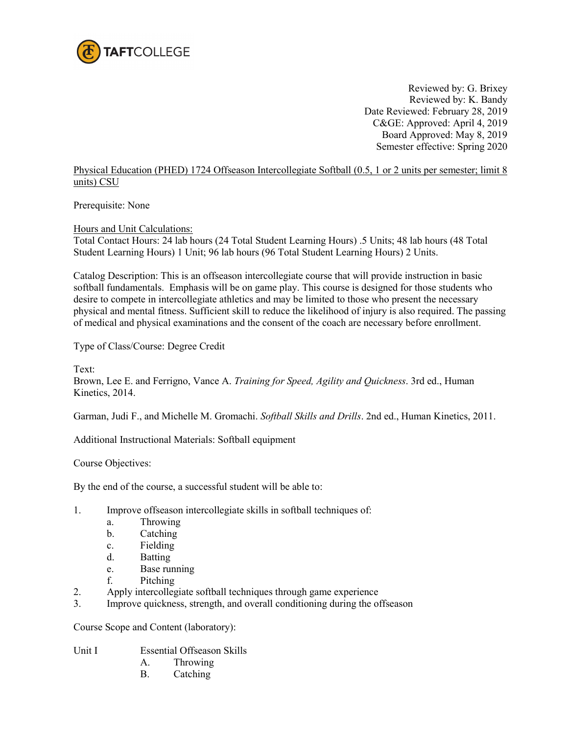TAFTCOLLEGE

Reviewed by: G. Brixey
Reviewed by: K. Bandy
Date Reviewed: February 28, 2019
C&GE: Approved: April 4, 2019
Board Approved: May 8, 2019
Semester effective: Spring 2020

Physical Education (PHED) 1724 Offseason Intercollegiate Softball (0.5, 1 or 2 units per semester; limit 8 units) CSU

Prerequisite: None

Hours and Unit Calculations:
Total Contact Hours: 24 lab hours (24 Total Student Learning Hours) .5 Units; 48 lab hours (48 Total Student Learning Hours) 1 Unit; 96 lab hours (96 Total Student Learning Hours) 2 Units.

Catalog Description: This is an offseason intercollegiate course that will provide instruction in basic softball fundamentals. Emphasis will be on game play. This course is designed for those students who desire to compete in intercollegiate athletics and may be limited to those who present the necessary physical and mental fitness. Sufficient skill to reduce the likelihood of injury is also required. The passing of medical and physical examinations and the consent of the coach are necessary before enrollment.

Type of Class/Course: Degree Credit

Text:
Brown, Lee E. and Ferrigno, Vance A. *Training for Speed, Agility and Quickness*. 3rd ed., Human Kinetics, 2014.

Garman, Judi F., and Michelle M. Gromachi. *Softball Skills and Drills*. 2nd ed., Human Kinetics, 2011.

Additional Instructional Materials: Softball equipment

Course Objectives:

By the end of the course, a successful student will be able to:

1. Improve offseason intercollegiate skills in softball techniques of:
   a. Throwing
   b. Catching
   c. Fielding
   d. Batting
   e. Base running
   f. Pitching
2. Apply intercollegiate softball techniques through game experience
3. Improve quickness, strength, and overall conditioning during the offseason

Course Scope and Content (laboratory):

Unit I Essential Offseason Skills
- A. Throwing
- B. Catching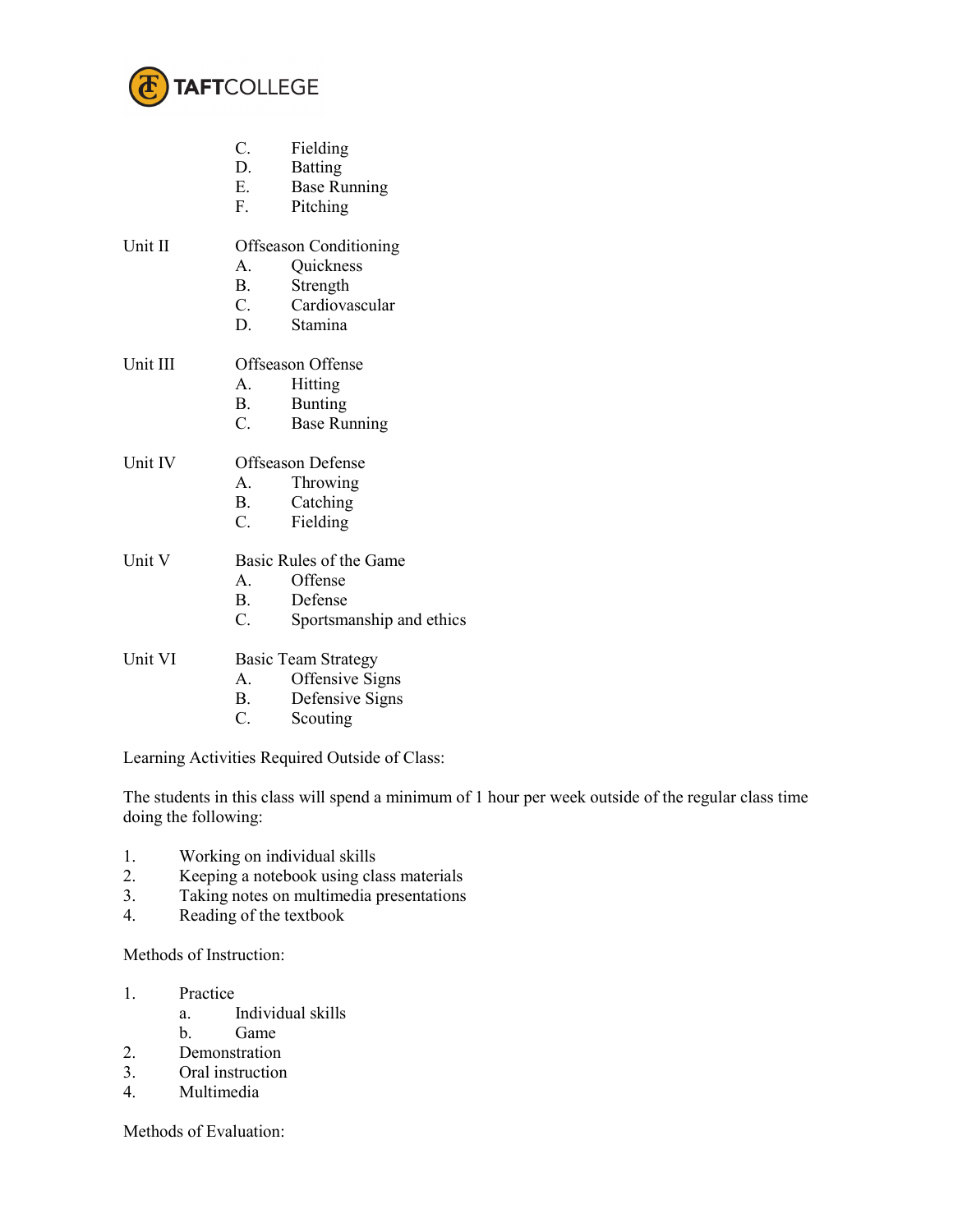C. Fielding
D. Batting
E. Base Running
F. Pitching

Unit II Offseason Conditioning

A. Quickness
B. Strength
C. Cardiovascular
D. Stamina

Unit III Offseason Offense

A. Hitting
B. Bunting
C. Base Running

Unit IV Offseason Defense

A. Throwing
B. Catching
C. Fielding

Unit V Basic Rules of the Game

A. Offense
B. Defense
C. Sportsmanship and ethics

Unit VI Basic Team Strategy

A. Offensive Signs
B. Defensive Signs
C. Scouting

Learning Activities Required Outside of Class:

The students in this class will spend a minimum of 1 hour per week outside of the regular class time doing the following:

1. Working on individual skills
2. Keeping a notebook using class materials
3. Taking notes on multimedia presentations
4. Reading of the textbook

Methods of Instruction:

1. Practice
   a. Individual skills
   b. Game
2. Demonstration
3. Oral instruction
4. Multimedia

Methods of Evaluation: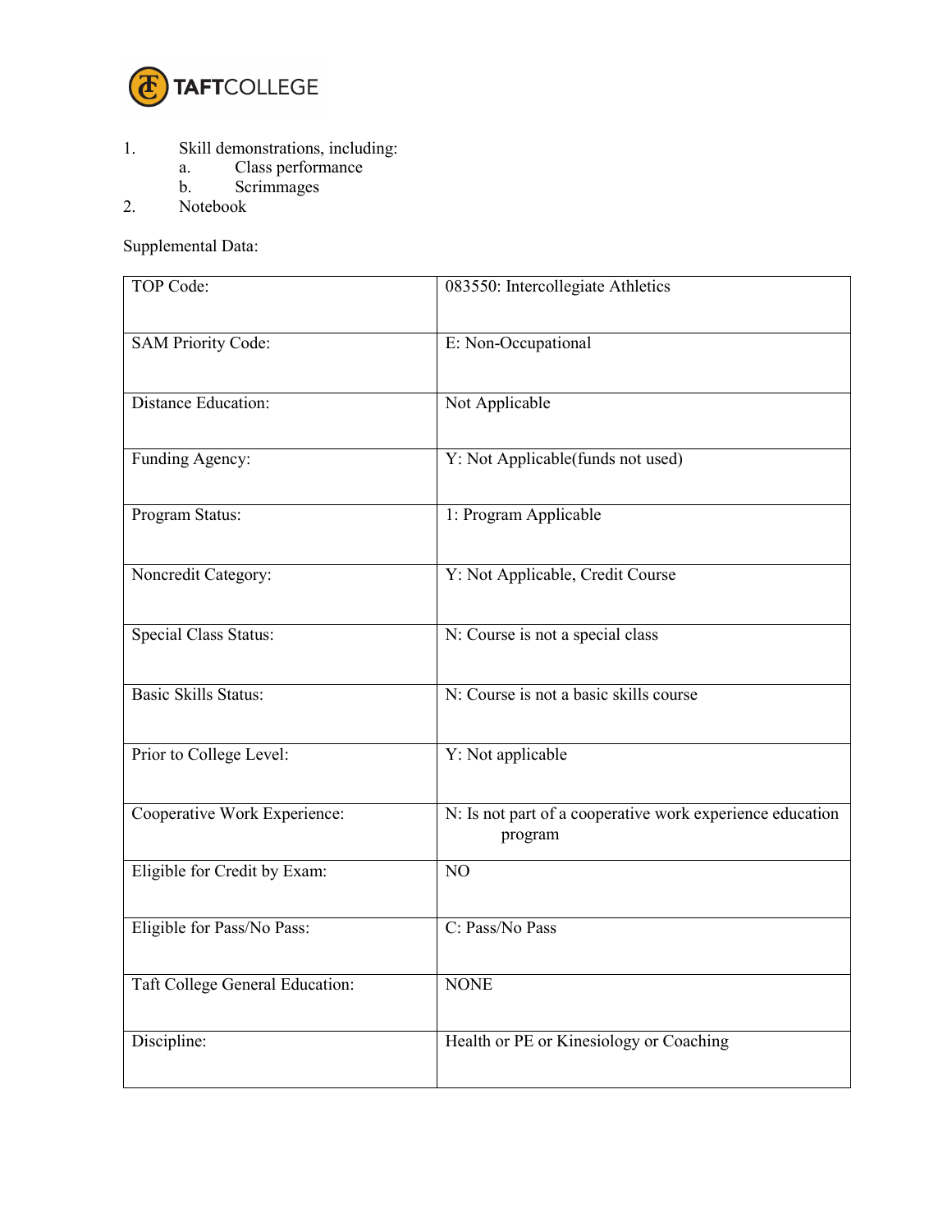1. Skill demonstrations, including:
    a. Class performance
    b. Scrimmages
2. Notebook

Supplemental Data:

| | |
|---|---|
| TOP Code: | 083550: Intercollegiate Athletics |
| SAM Priority Code: | E: Non-Occupational |
| Distance Education: | Not Applicable |
| Funding Agency: | Y: Not Applicable(funds not used) |
| Program Status: | 1: Program Applicable |
| Noncredit Category: | Y: Not Applicable, Credit Course |
| Special Class Status: | N: Course is not a special class |
| Basic Skills Status: | N: Course is not a basic skills course |
| Prior to College Level: | Y: Not applicable |
| Cooperative Work Experience: | N: Is not part of a cooperative work experience education program |
| Eligible for Credit by Exam: | NO |
| Eligible for Pass/No Pass: | C: Pass/No Pass |
| Taft College General Education: | NONE |
| Discipline: | Health or PE or Kinesiology or Coaching |